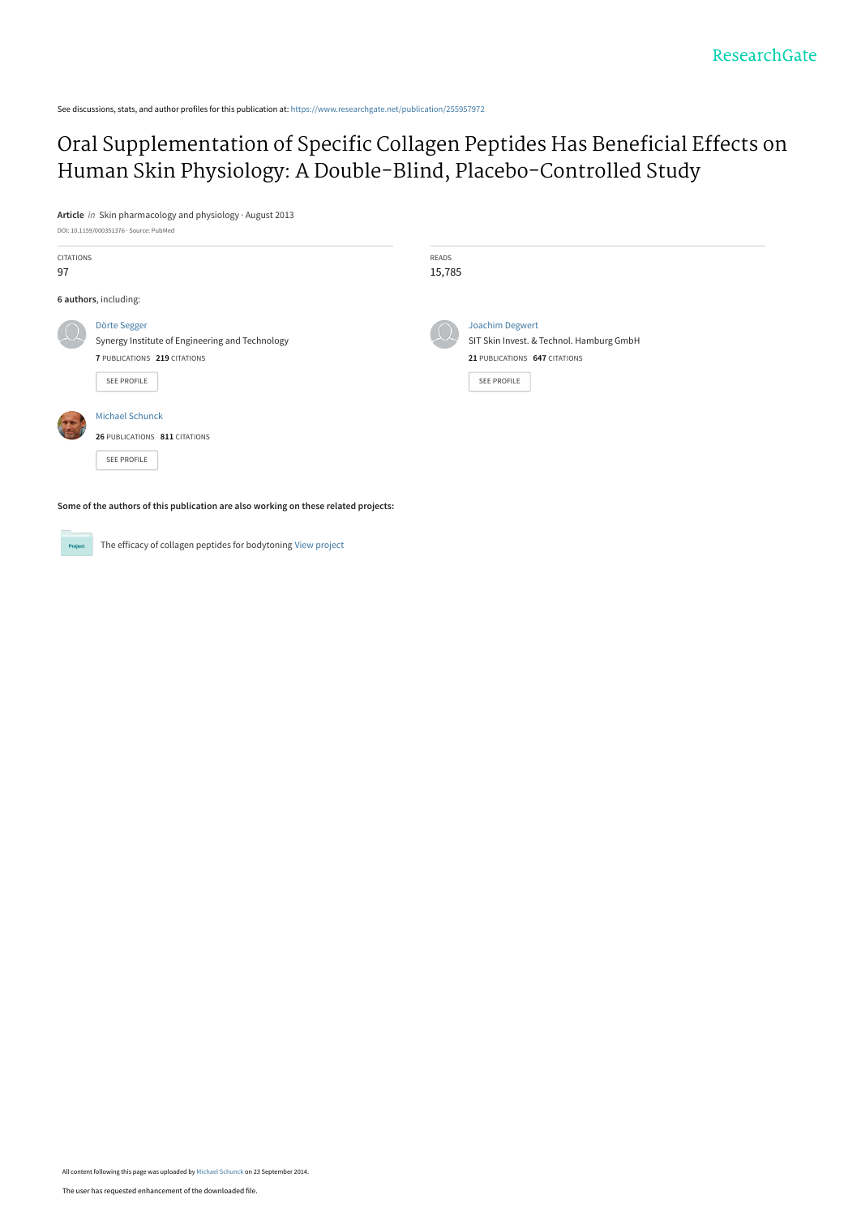ResearchGate

See discussions, stats, and author profiles for this publication at: https://www.researchgate.net/publication/255957972

# Oral Supplementation of Specific Collagen Peptides Has Beneficial Effects on Human Skin Physiology: A Double-Blind, Placebo-Controlled Study

**Article** *in* Skin pharmacology and physiology · August 2013

DOI: 10.1159/000351376 · Source: PubMed

| CITATIONS | READS |
| --- | --- |
| 97 | 15,785 |

**6 authors**, including:

Dörte Segger
Synergy Institute of Engineering and Technology
**7** PUBLICATIONS **219** CITATIONS
SEE PROFILE

Joachim Degwert
SIT Skin Invest. & Technol. Hamburg GmbH
**21** PUBLICATIONS **647** CITATIONS
SEE PROFILE

Michael Schunck
**26** PUBLICATIONS **811** CITATIONS
SEE PROFILE

**Some of the authors of this publication are also working on these related projects:**

Project: The efficacy of collagen peptides for bodytoning View project

All content following this page was uploaded by Michael Schunck on 23 September 2014.

The user has requested enhancement of the downloaded file.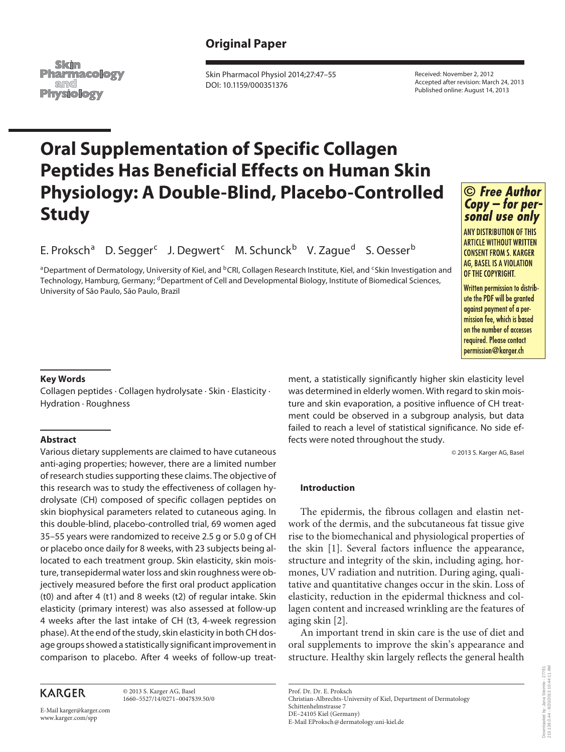## Original Paper

**Oral Supplementation of Specific Collagen Peptides Has Beneficial Effects on Human Skin Physiology: A Double-Blind, Placebo-Controlled Study**

E. Proksch[a] D. Segger[c] J. Degwert[c] M. Schunck[b] V. Zague[d] S. Oesser[b]

[a]Department of Dermatology, University of Kiel, and [b]CRI, Collagen Research Institute, Kiel, and [c]Skin Investigation and Technology, Hamburg, Germany; [d]Department of Cell and Developmental Biology, Institute of Biomedical Sciences, University of São Paulo, São Paulo, Brazil

Received: November 2, 2012
Accepted after revision: March 24, 2013
Published online: August 14, 2013

### Key Words

Collagen peptides · Collagen hydrolysate · Skin · Elasticity · Hydration · Roughness

### Abstract

Various dietary supplements are claimed to have cutaneous anti-aging properties; however, there are a limited number of research studies supporting these claims. The objective of this research was to study the effectiveness of collagen hydrolysate (CH) composed of specific collagen peptides on skin biophysical parameters related to cutaneous aging. In this double-blind, placebo-controlled trial, 69 women aged 35–55 years were randomized to receive 2.5 g or 5.0 g of CH or placebo once daily for 8 weeks, with 23 subjects being allocated to each treatment group. Skin elasticity, skin moisture, transepidermal water loss and skin roughness were objectively measured before the first oral product application (t0) and after 4 (t1) and 8 weeks (t2) of regular intake. Skin elasticity (primary interest) was also assessed at follow-up 4 weeks after the last intake of CH (t3, 4-week regression phase). At the end of the study, skin elasticity in both CH dosage groups showed a statistically significant improvement in comparison to placebo. After 4 weeks of follow-up treatment, a statistically significantly higher skin elasticity level was determined in elderly women. With regard to skin moisture and skin evaporation, a positive influence of CH treatment could be observed in a subgroup analysis, but data failed to reach a level of statistical significance. No side effects were noted throughout the study.

© 2013 S. Karger AG, Basel

### Introduction

The epidermis, the fibrous collagen and elastin network of the dermis, and the subcutaneous fat tissue give rise to the biomechanical and physiological properties of the skin [1]. Several factors influence the appearance, structure and integrity of the skin, including aging, hormones, UV radiation and nutrition. During aging, qualitative and quantitative changes occur in the skin. Loss of elasticity, reduction in the epidermal thickness and collagen content and increased wrinkling are the features of aging skin [2].

An important trend in skin care is the use of diet and oral supplements to improve the skin's appearance and structure. Healthy skin largely reflects the general health

Prof. Dr. Dr. E. Proksch
Christian-Albrechts-University of Kiel, Department of Dermatology
Schittenhelmstrasse 7
DE–24105 Kiel (Germany)
E-Mail EProksch@dermatology.uni-kiel.de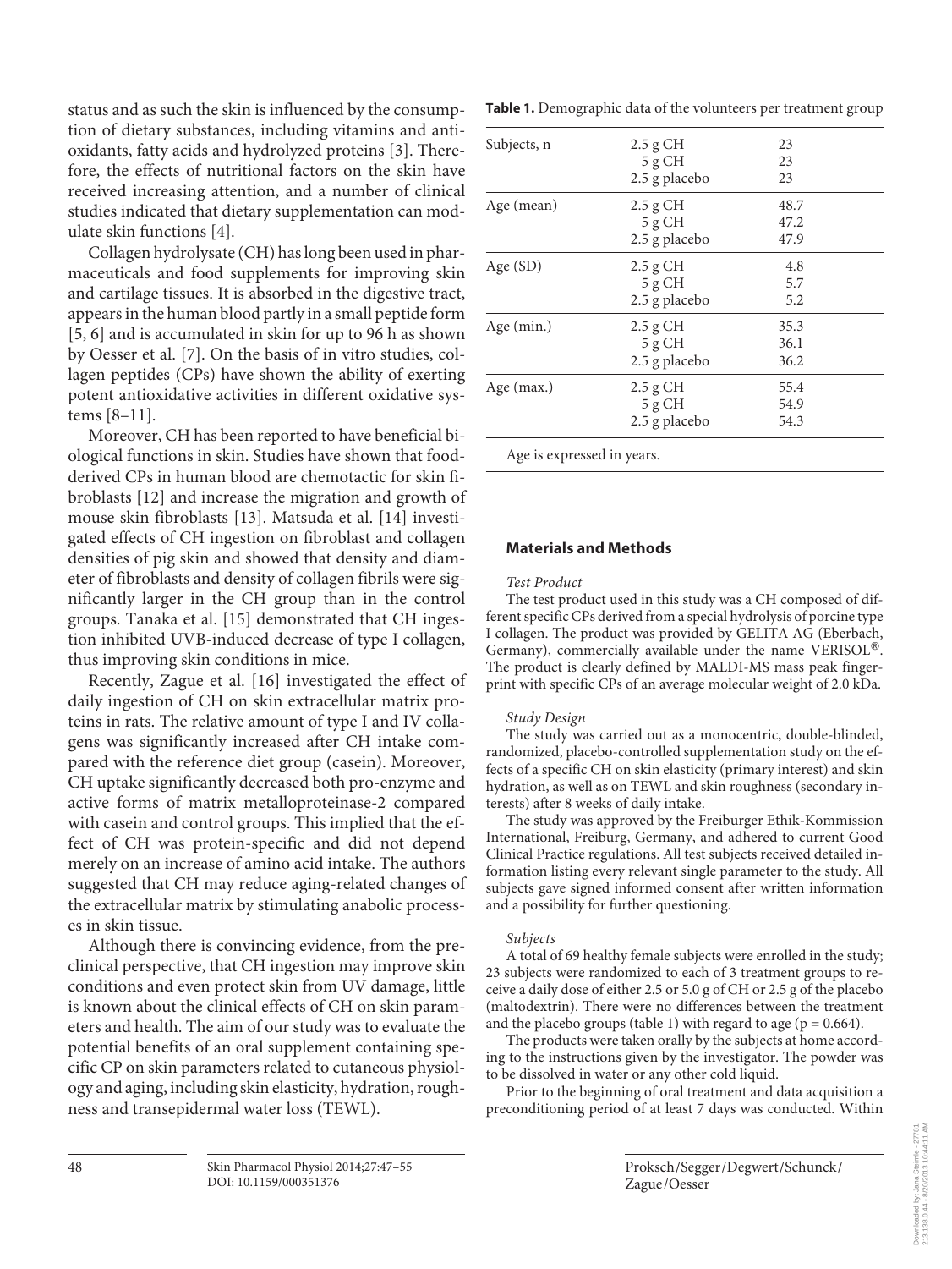status and as such the skin is influenced by the consumption of dietary substances, including vitamins and antioxidants, fatty acids and hydrolyzed proteins [3]. Therefore, the effects of nutritional factors on the skin have received increasing attention, and a number of clinical studies indicated that dietary supplementation can modulate skin functions [4].

Collagen hydrolysate (CH) has long been used in pharmaceuticals and food supplements for improving skin and cartilage tissues. It is absorbed in the digestive tract, appears in the human blood partly in a small peptide form [5, 6] and is accumulated in skin for up to 96 h as shown by Oesser et al. [7]. On the basis of in vitro studies, collagen peptides (CPs) have shown the ability of exerting potent antioxidative activities in different oxidative systems [8–11].

Moreover, CH has been reported to have beneficial biological functions in skin. Studies have shown that food-derived CPs in human blood are chemotactic for skin fibroblasts [12] and increase the migration and growth of mouse skin fibroblasts [13]. Matsuda et al. [14] investigated effects of CH ingestion on fibroblast and collagen densities of pig skin and showed that density and diameter of fibroblasts and density of collagen fibrils were significantly larger in the CH group than in the control groups. Tanaka et al. [15] demonstrated that CH ingestion inhibited UVB-induced decrease of type I collagen, thus improving skin conditions in mice.

Recently, Zague et al. [16] investigated the effect of daily ingestion of CH on skin extracellular matrix proteins in rats. The relative amount of type I and IV collagens was significantly increased after CH intake compared with the reference diet group (casein). Moreover, CH uptake significantly decreased both pro-enzyme and active forms of matrix metalloproteinase-2 compared with casein and control groups. This implied that the effect of CH was protein-specific and did not depend merely on an increase of amino acid intake. The authors suggested that CH may reduce aging-related changes of the extracellular matrix by stimulating anabolic processes in skin tissue.

Although there is convincing evidence, from the preclinical perspective, that CH ingestion may improve skin conditions and even protect skin from UV damage, little is known about the clinical effects of CH on skin parameters and health. The aim of our study was to evaluate the potential benefits of an oral supplement containing specific CP on skin parameters related to cutaneous physiology and aging, including skin elasticity, hydration, roughness and transepidermal water loss (TEWL).

**Table 1.** Demographic data of the volunteers per treatment group

| | | |
|---|---|---|
| Subjects, n | 2.5 g CH | 23 |
| | 5 g CH | 23 |
| | 2.5 g placebo | 23 |
| Age (mean) | 2.5 g CH | 48.7 |
| | 5 g CH | 47.2 |
| | 2.5 g placebo | 47.9 |
| Age (SD) | 2.5 g CH | 4.8 |
| | 5 g CH | 5.7 |
| | 2.5 g placebo | 5.2 |
| Age (min.) | 2.5 g CH | 35.3 |
| | 5 g CH | 36.1 |
| | 2.5 g placebo | 36.2 |
| Age (max.) | 2.5 g CH | 55.4 |
| | 5 g CH | 54.9 |
| | 2.5 g placebo | 54.3 |

Age is expressed in years.

## Materials and Methods

*Test Product*

The test product used in this study was a CH composed of different specific CPs derived from a special hydrolysis of porcine type I collagen. The product was provided by GELITA AG (Eberbach, Germany), commercially available under the name VERISOL®. The product is clearly defined by MALDI-MS mass peak fingerprint with specific CPs of an average molecular weight of 2.0 kDa.

*Study Design*

The study was carried out as a monocentric, double-blinded, randomized, placebo-controlled supplementation study on the effects of a specific CH on skin elasticity (primary interest) and skin hydration, as well as on TEWL and skin roughness (secondary interests) after 8 weeks of daily intake.

The study was approved by the Freiburger Ethik-Kommission International, Freiburg, Germany, and adhered to current Good Clinical Practice regulations. All test subjects received detailed information listing every relevant single parameter to the study. All subjects gave signed informed consent after written information and a possibility for further questioning.

*Subjects*

A total of 69 healthy female subjects were enrolled in the study; 23 subjects were randomized to each of 3 treatment groups to receive a daily dose of either 2.5 or 5.0 g of CH or 2.5 g of the placebo (maltodextrin). There were no differences between the treatment and the placebo groups (table 1) with regard to age ($p = 0.664$).

The products were taken orally by the subjects at home according to the instructions given by the investigator. The powder was to be dissolved in water or any other cold liquid.

Prior to the beginning of oral treatment and data acquisition a preconditioning period of at least 7 days was conducted. Within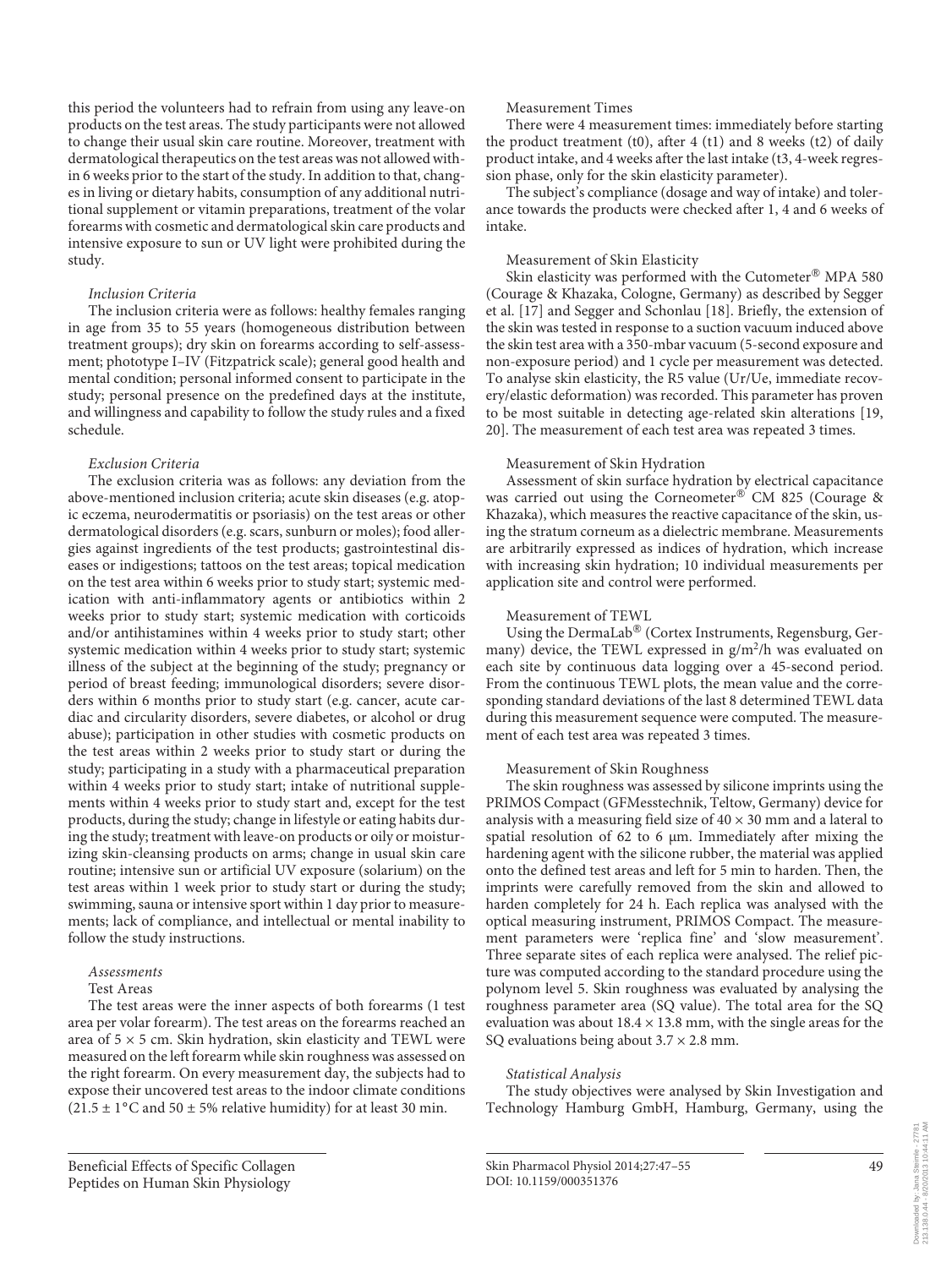this period the volunteers had to refrain from using any leave-on products on the test areas. The study participants were not allowed to change their usual skin care routine. Moreover, treatment with dermatological therapeutics on the test areas was not allowed within 6 weeks prior to the start of the study. In addition to that, changes in living or dietary habits, consumption of any additional nutritional supplement or vitamin preparations, treatment of the volar forearms with cosmetic and dermatological skin care products and intensive exposure to sun or UV light were prohibited during the study.

*Inclusion Criteria*

The inclusion criteria were as follows: healthy females ranging in age from 35 to 55 years (homogeneous distribution between treatment groups); dry skin on forearms according to self-assessment; phototype I–IV (Fitzpatrick scale); general good health and mental condition; personal informed consent to participate in the study; personal presence on the predefined days at the institute, and willingness and capability to follow the study rules and a fixed schedule.

*Exclusion Criteria*

The exclusion criteria was as follows: any deviation from the above-mentioned inclusion criteria; acute skin diseases (e.g. atopic eczema, neurodermatitis or psoriasis) on the test areas or other dermatological disorders (e.g. scars, sunburn or moles); food allergies against ingredients of the test products; gastrointestinal diseases or indigestions; tattoos on the test areas; topical medication on the test area within 6 weeks prior to study start; systemic medication with anti-inflammatory agents or antibiotics within 2 weeks prior to study start; systemic medication with corticoids and/or antihistamines within 4 weeks prior to study start; other systemic medication within 4 weeks prior to study start; systemic illness of the subject at the beginning of the study; pregnancy or period of breast feeding; immunological disorders; severe disorders within 6 months prior to study start (e.g. cancer, acute cardiac and circularity disorders, severe diabetes, or alcohol or drug abuse); participation in other studies with cosmetic products on the test areas within 2 weeks prior to study start or during the study; participating in a study with a pharmaceutical preparation within 4 weeks prior to study start; intake of nutritional supplements within 4 weeks prior to study start and, except for the test products, during the study; change in lifestyle or eating habits during the study; treatment with leave-on products or oily or moisturizing skin-cleansing products on arms; change in usual skin care routine; intensive sun or artificial UV exposure (solarium) on the test areas within 1 week prior to study start or during the study; swimming, sauna or intensive sport within 1 day prior to measurements; lack of compliance, and intellectual or mental inability to follow the study instructions.

*Assessments*

Test Areas

The test areas were the inner aspects of both forearms (1 test area per volar forearm). The test areas on the forearms reached an area of 5 × 5 cm. Skin hydration, skin elasticity and TEWL were measured on the left forearm while skin roughness was assessed on the right forearm. On every measurement day, the subjects had to expose their uncovered test areas to the indoor climate conditions (21.5 ± 1°C and 50 ± 5% relative humidity) for at least 30 min.

Measurement Times

There were 4 measurement times: immediately before starting the product treatment (t0), after 4 (t1) and 8 weeks (t2) of daily product intake, and 4 weeks after the last intake (t3, 4-week regression phase, only for the skin elasticity parameter).

The subject's compliance (dosage and way of intake) and tolerance towards the products were checked after 1, 4 and 6 weeks of intake.

Measurement of Skin Elasticity

Skin elasticity was performed with the Cutometer® MPA 580 (Courage & Khazaka, Cologne, Germany) as described by Segger et al. [17] and Segger and Schonlau [18]. Briefly, the extension of the skin was tested in response to a suction vacuum induced above the skin test area with a 350-mbar vacuum (5-second exposure and non-exposure period) and 1 cycle per measurement was detected. To analyse skin elasticity, the R5 value (Ur/Ue, immediate recovery/elastic deformation) was recorded. This parameter has proven to be most suitable in detecting age-related skin alterations [19, 20]. The measurement of each test area was repeated 3 times.

Measurement of Skin Hydration

Assessment of skin surface hydration by electrical capacitance was carried out using the Corneometer® CM 825 (Courage & Khazaka), which measures the reactive capacitance of the skin, using the stratum corneum as a dielectric membrane. Measurements are arbitrarily expressed as indices of hydration, which increase with increasing skin hydration; 10 individual measurements per application site and control were performed.

Measurement of TEWL

Using the DermaLab® (Cortex Instruments, Regensburg, Germany) device, the TEWL expressed in g/m²/h was evaluated on each site by continuous data logging over a 45-second period. From the continuous TEWL plots, the mean value and the corresponding standard deviations of the last 8 determined TEWL data during this measurement sequence were computed. The measurement of each test area was repeated 3 times.

Measurement of Skin Roughness

The skin roughness was assessed by silicone imprints using the PRIMOS Compact (GFMesstechnik, Teltow, Germany) device for analysis with a measuring field size of 40 × 30 mm and a lateral to spatial resolution of 62 to 6 μm. Immediately after mixing the hardening agent with the silicone rubber, the material was applied onto the defined test areas and left for 5 min to harden. Then, the imprints were carefully removed from the skin and allowed to harden completely for 24 h. Each replica was analysed with the optical measuring instrument, PRIMOS Compact. The measurement parameters were 'replica fine' and 'slow measurement'. Three separate sites of each replica were analysed. The relief picture was computed according to the standard procedure using the polynom level 5. Skin roughness was evaluated by analysing the roughness parameter area (SQ value). The total area for the SQ evaluation was about 18.4 × 13.8 mm, with the single areas for the SQ evaluations being about 3.7 × 2.8 mm.

*Statistical Analysis*

The study objectives were analysed by Skin Investigation and Technology Hamburg GmbH, Hamburg, Germany, using the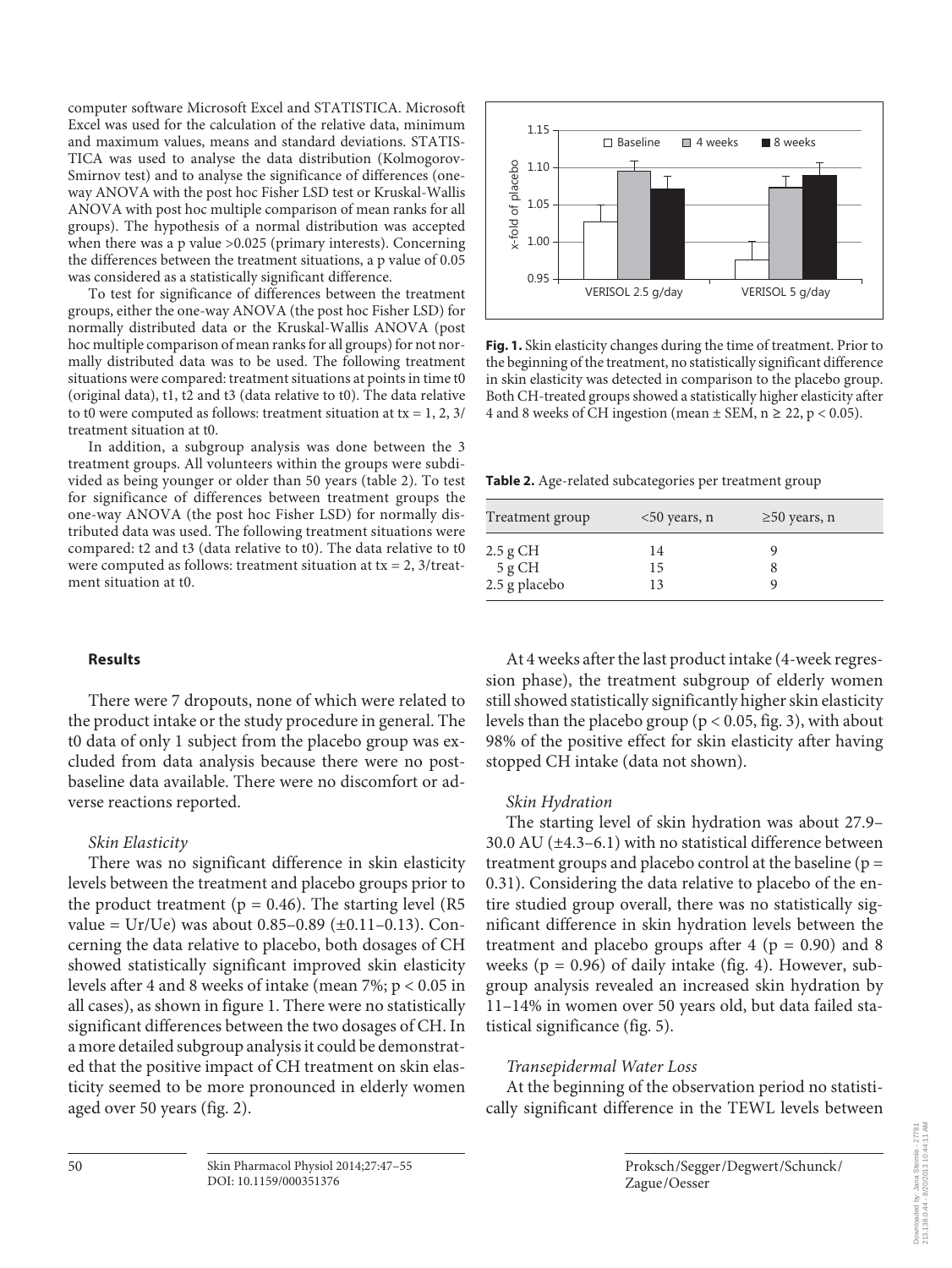computer software Microsoft Excel and STATISTICA. Microsoft Excel was used for the calculation of the relative data, minimum and maximum values, means and standard deviations. STATISTICA was used to analyse the data distribution (Kolmogorov-Smirnov test) and to analyse the significance of differences (one-way ANOVA with the post hoc Fisher LSD test or Kruskal-Wallis ANOVA with post hoc multiple comparison of mean ranks for all groups). The hypothesis of a normal distribution was accepted when there was a p value >0.025 (primary interests). Concerning the differences between the treatment situations, a p value of 0.05 was considered as a statistically significant difference.

To test for significance of differences between the treatment groups, either the one-way ANOVA (the post hoc Fisher LSD) for normally distributed data or the Kruskal-Wallis ANOVA (post hoc multiple comparison of mean ranks for all groups) for not normally distributed data was to be used. The following treatment situations were compared: treatment situations at points in time t0 (original data), t1, t2 and t3 (data relative to t0). The data relative to t0 were computed as follows: treatment situation at tx = 1, 2, 3/treatment situation at t0.

In addition, a subgroup analysis was done between the 3 treatment groups. All volunteers within the groups were subdivided as being younger or older than 50 years (table 2). To test for significance of differences between treatment groups the one-way ANOVA (the post hoc Fisher LSD) for normally distributed data was used. The following treatment situations were compared: t2 and t3 (data relative to t0). The data relative to t0 were computed as follows: treatment situation at tx = 2, 3/treatment situation at t0.

**Fig. 1.** Skin elasticity changes during the time of treatment. Prior to the beginning of the treatment, no statistically significant difference in skin elasticity was detected in comparison to the placebo group. Both CH-treated groups showed a statistically higher elasticity after 4 and 8 weeks of CH ingestion (mean ± SEM, n ≥ 22, $p < 0.05$).

**Table 2.** Age-related subcategories per treatment group

| Treatment group | <50 years, n | ≥50 years, n |
|---|---|---|
| 2.5 g CH | 14 | 9 |
| 5 g CH | 15 | 8 |
| 2.5 g placebo | 13 | 9 |

## Results

There were 7 dropouts, none of which were related to the product intake or the study procedure in general. The t0 data of only 1 subject from the placebo group was excluded from data analysis because there were no post-baseline data available. There were no discomfort or adverse reactions reported.

### *Skin Elasticity*

There was no significant difference in skin elasticity levels between the treatment and placebo groups prior to the product treatment ($p = 0.46$). The starting level (R5 value = Ur/Ue) was about 0.85–0.89 (±0.11–0.13). Concerning the data relative to placebo, both dosages of CH showed statistically significant improved skin elasticity levels after 4 and 8 weeks of intake (mean 7%; $p < 0.05$ in all cases), as shown in figure 1. There were no statistically significant differences between the two dosages of CH. In a more detailed subgroup analysis it could be demonstrated that the positive impact of CH treatment on skin elasticity seemed to be more pronounced in elderly women aged over 50 years (fig. 2).

At 4 weeks after the last product intake (4-week regression phase), the treatment subgroup of elderly women still showed statistically significantly higher skin elasticity levels than the placebo group ($p < 0.05$, fig. 3), with about 98% of the positive effect for skin elasticity after having stopped CH intake (data not shown).

### *Skin Hydration*

The starting level of skin hydration was about 27.9–30.0 AU (±4.3–6.1) with no statistical difference between treatment groups and placebo control at the baseline ($p = 0.31$). Considering the data relative to placebo of the entire studied group overall, there was no statistically significant difference in skin hydration levels between the treatment and placebo groups after 4 ($p = 0.90$) and 8 weeks ($p = 0.96$) of daily intake (fig. 4). However, subgroup analysis revealed an increased skin hydration by 11–14% in women over 50 years old, but data failed statistical significance (fig. 5).

### *Transepidermal Water Loss*

At the beginning of the observation period no statistically significant difference in the TEWL levels between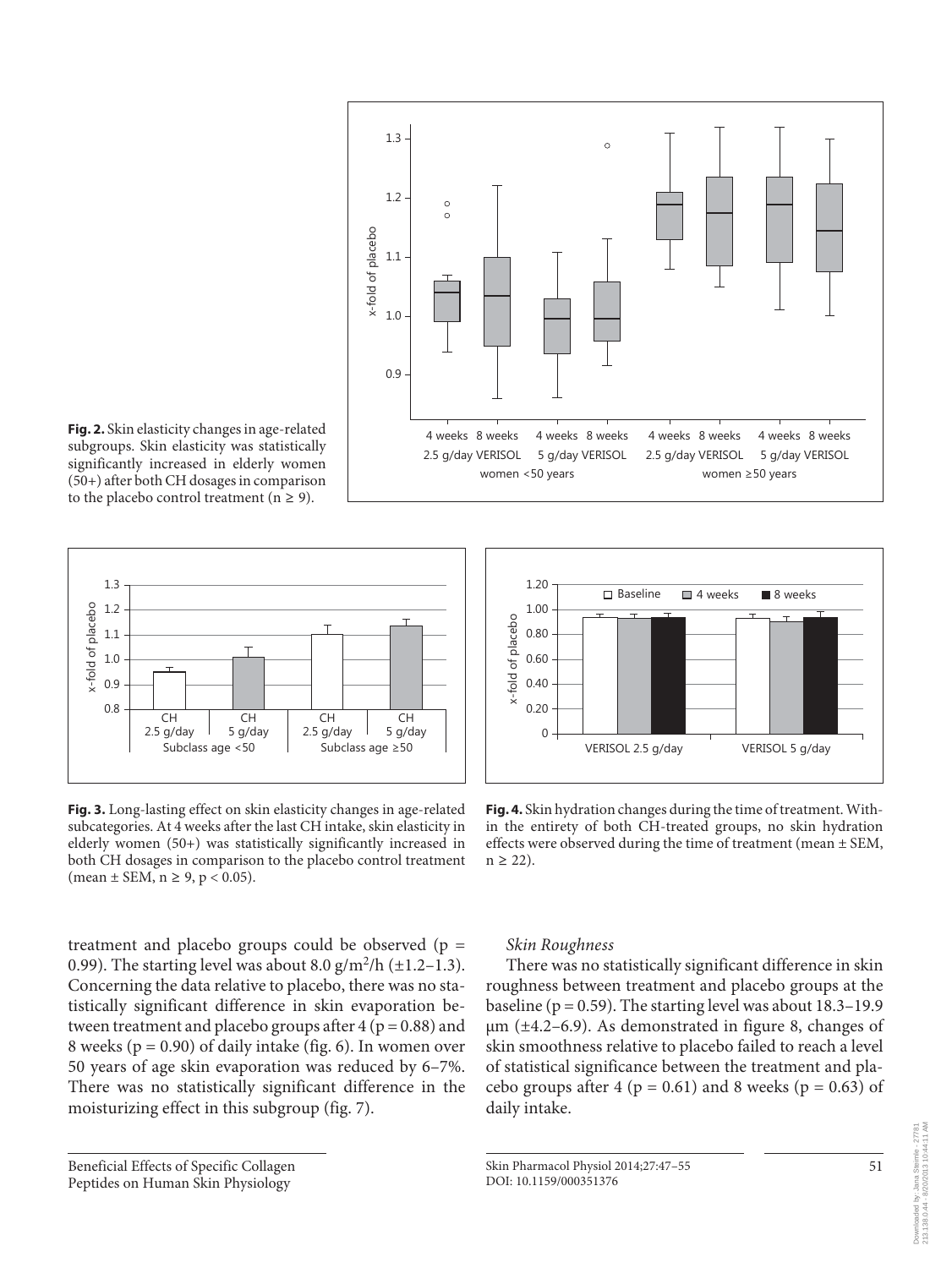**Fig. 2.** Skin elasticity changes in age-related subgroups. Skin elasticity was statistically significantly increased in elderly women (50+) after both CH dosages in comparison to the placebo control treatment ($n \geq 9$).

**Fig. 3.** Long-lasting effect on skin elasticity changes in age-related subcategories. At 4 weeks after the last CH intake, skin elasticity in elderly women (50+) was statistically significantly increased in both CH dosages in comparison to the placebo control treatment (mean ± SEM, $n \geq 9$, $p < 0.05$).

**Fig. 4.** Skin hydration changes during the time of treatment. Within the entirety of both CH-treated groups, no skin hydration effects were observed during the time of treatment (mean ± SEM, $n \geq 22$).

treatment and placebo groups could be observed ($p = 0.99$). The starting level was about 8.0 $g/m^2/h$ (±1.2–1.3). Concerning the data relative to placebo, there was no statistically significant difference in skin evaporation between treatment and placebo groups after 4 ($p = 0.88$) and 8 weeks ($p = 0.90$) of daily intake (fig. 6). In women over 50 years of age skin evaporation was reduced by 6–7%. There was no statistically significant difference in the moisturizing effect in this subgroup (fig. 7).

*Skin Roughness*

There was no statistically significant difference in skin roughness between treatment and placebo groups at the baseline ($p = 0.59$). The starting level was about 18.3–19.9 μm (±4.2–6.9). As demonstrated in figure 8, changes of skin smoothness relative to placebo failed to reach a level of statistical significance between the treatment and placebo groups after 4 ($p = 0.61$) and 8 weeks ($p = 0.63$) of daily intake.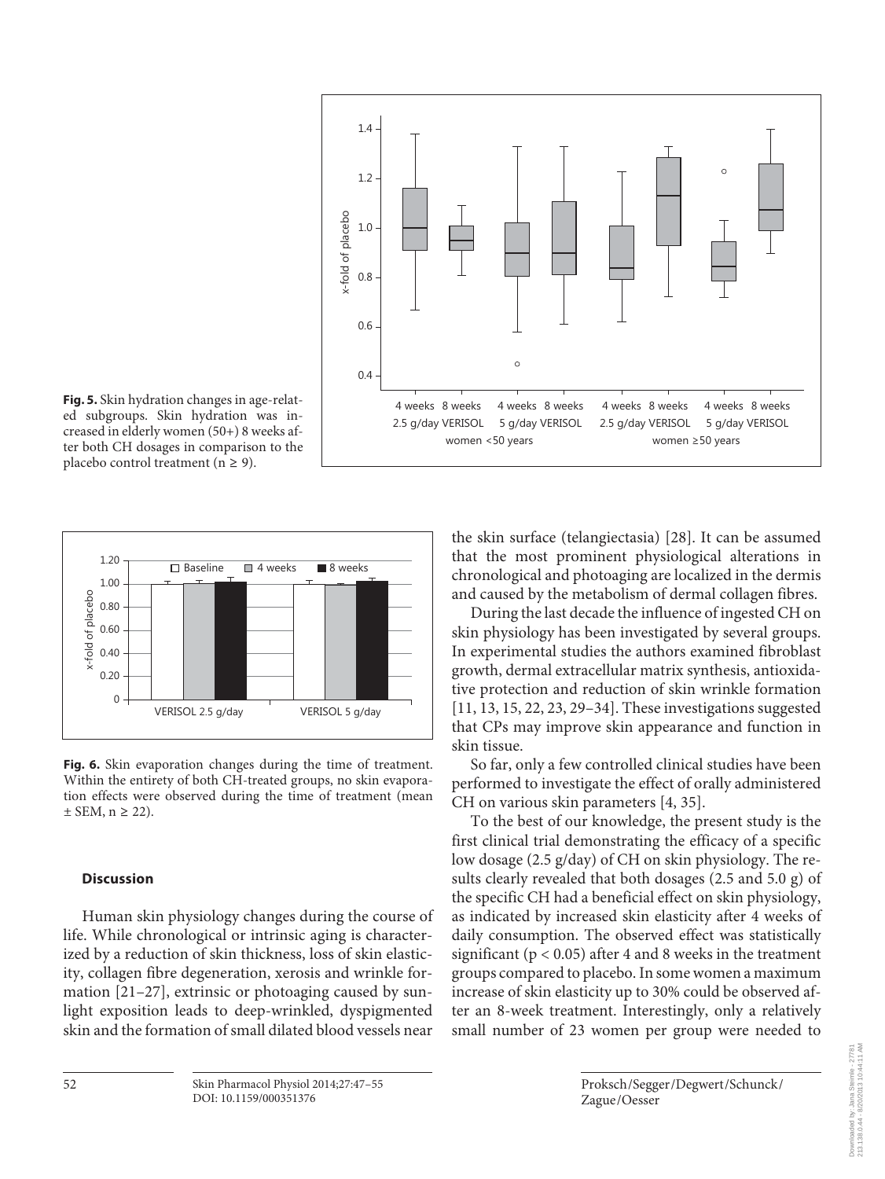**Fig. 5.** Skin hydration changes in age-related subgroups. Skin hydration was increased in elderly women (50+) 8 weeks after both CH dosages in comparison to the placebo control treatment (n ≥ 9).

**Fig. 6.** Skin evaporation changes during the time of treatment. Within the entirety of both CH-treated groups, no skin evaporation effects were observed during the time of treatment (mean ± SEM, n ≥ 22).

## Discussion

Human skin physiology changes during the course of life. While chronological or intrinsic aging is characterized by a reduction of skin thickness, loss of skin elasticity, collagen fibre degeneration, xerosis and wrinkle formation [21–27], extrinsic or photoaging caused by sunlight exposition leads to deep-wrinkled, dyspigmented skin and the formation of small dilated blood vessels near the skin surface (telangiectasia) [28]. It can be assumed that the most prominent physiological alterations in chronological and photoaging are localized in the dermis and caused by the metabolism of dermal collagen fibres.

During the last decade the influence of ingested CH on skin physiology has been investigated by several groups. In experimental studies the authors examined fibroblast growth, dermal extracellular matrix synthesis, antioxidative protection and reduction of skin wrinkle formation [11, 13, 15, 22, 23, 29–34]. These investigations suggested that CPs may improve skin appearance and function in skin tissue.

So far, only a few controlled clinical studies have been performed to investigate the effect of orally administered CH on various skin parameters [4, 35].

To the best of our knowledge, the present study is the first clinical trial demonstrating the efficacy of a specific low dosage (2.5 g/day) of CH on skin physiology. The results clearly revealed that both dosages (2.5 and 5.0 g) of the specific CH had a beneficial effect on skin physiology, as indicated by increased skin elasticity after 4 weeks of daily consumption. The observed effect was statistically significant ($p < 0.05$) after 4 and 8 weeks in the treatment groups compared to placebo. In some women a maximum increase of skin elasticity up to 30% could be observed after an 8-week treatment. Interestingly, only a relatively small number of 23 women per group were needed to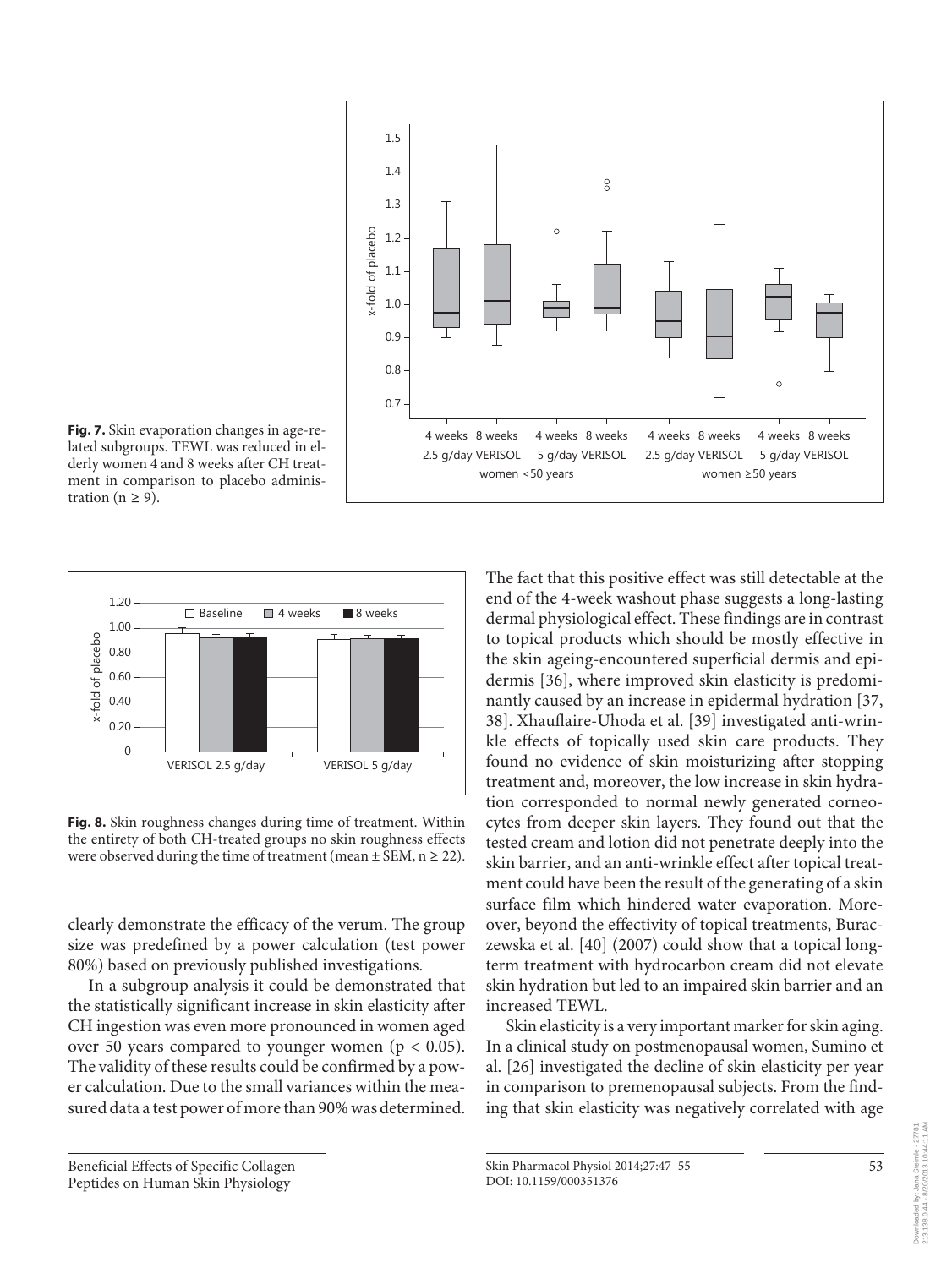**Fig. 7.** Skin evaporation changes in age-related subgroups. TEWL was reduced in elderly women 4 and 8 weeks after CH treatment in comparison to placebo administration ($n \geq 9$).

**Fig. 8.** Skin roughness changes during time of treatment. Within the entirety of both CH-treated groups no skin roughness effects were observed during the time of treatment (mean ± SEM, $n \geq 22$).

clearly demonstrate the efficacy of the verum. The group size was predefined by a power calculation (test power 80%) based on previously published investigations.

In a subgroup analysis it could be demonstrated that the statistically significant increase in skin elasticity after CH ingestion was even more pronounced in women aged over 50 years compared to younger women ($p < 0.05$). The validity of these results could be confirmed by a power calculation. Due to the small variances within the measured data a test power of more than 90% was determined. The fact that this positive effect was still detectable at the end of the 4-week washout phase suggests a long-lasting dermal physiological effect. These findings are in contrast to topical products which should be mostly effective in the skin ageing-encountered superficial dermis and epidermis [36], where improved skin elasticity is predominantly caused by an increase in epidermal hydration [37, 38]. Xhauflaire-Uhoda et al. [39] investigated anti-wrinkle effects of topically used skin care products. They found no evidence of skin moisturizing after stopping treatment and, moreover, the low increase in skin hydration corresponded to normal newly generated corneocytes from deeper skin layers. They found out that the tested cream and lotion did not penetrate deeply into the skin barrier, and an anti-wrinkle effect after topical treatment could have been the result of the generating of a skin surface film which hindered water evaporation. Moreover, beyond the effectivity of topical treatments, Buraczewska et al. [40] (2007) could show that a topical long-term treatment with hydrocarbon cream did not elevate skin hydration but led to an impaired skin barrier and an increased TEWL.

Skin elasticity is a very important marker for skin aging. In a clinical study on postmenopausal women, Sumino et al. [26] investigated the decline of skin elasticity per year in comparison to premenopausal subjects. From the finding that skin elasticity was negatively correlated with age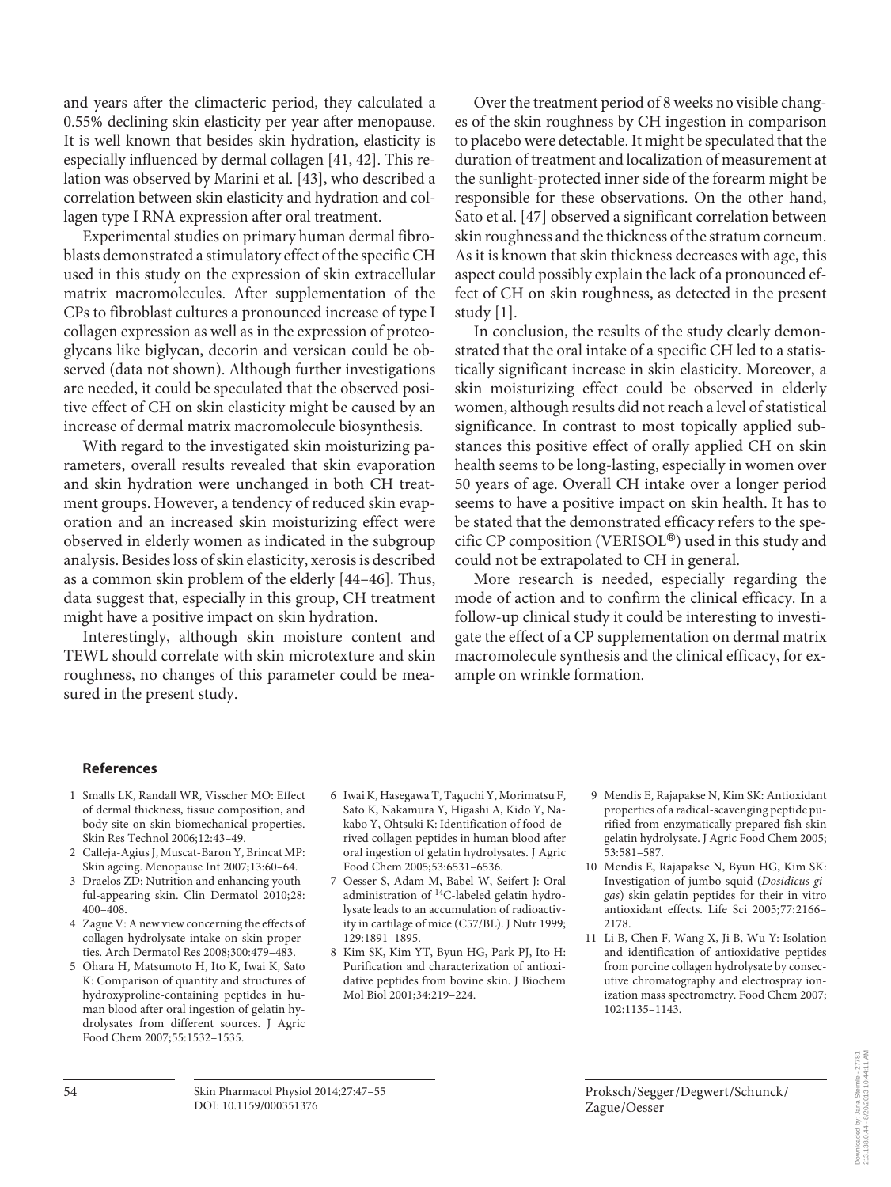and years after the climacteric period, they calculated a 0.55% declining skin elasticity per year after menopause. It is well known that besides skin hydration, elasticity is especially influenced by dermal collagen [41, 42]. This relation was observed by Marini et al. [43], who described a correlation between skin elasticity and hydration and collagen type I RNA expression after oral treatment.

Experimental studies on primary human dermal fibroblasts demonstrated a stimulatory effect of the specific CH used in this study on the expression of skin extracellular matrix macromolecules. After supplementation of the CPs to fibroblast cultures a pronounced increase of type I collagen expression as well as in the expression of proteoglycans like biglycan, decorin and versican could be observed (data not shown). Although further investigations are needed, it could be speculated that the observed positive effect of CH on skin elasticity might be caused by an increase of dermal matrix macromolecule biosynthesis.

With regard to the investigated skin moisturizing parameters, overall results revealed that skin evaporation and skin hydration were unchanged in both CH treatment groups. However, a tendency of reduced skin evaporation and an increased skin moisturizing effect were observed in elderly women as indicated in the subgroup analysis. Besides loss of skin elasticity, xerosis is described as a common skin problem of the elderly [44–46]. Thus, data suggest that, especially in this group, CH treatment might have a positive impact on skin hydration.

Interestingly, although skin moisture content and TEWL should correlate with skin microtexture and skin roughness, no changes of this parameter could be measured in the present study.

Over the treatment period of 8 weeks no visible changes of the skin roughness by CH ingestion in comparison to placebo were detectable. It might be speculated that the duration of treatment and localization of measurement at the sunlight-protected inner side of the forearm might be responsible for these observations. On the other hand, Sato et al. [47] observed a significant correlation between skin roughness and the thickness of the stratum corneum. As it is known that skin thickness decreases with age, this aspect could possibly explain the lack of a pronounced effect of CH on skin roughness, as detected in the present study [1].

In conclusion, the results of the study clearly demonstrated that the oral intake of a specific CH led to a statistically significant increase in skin elasticity. Moreover, a skin moisturizing effect could be observed in elderly women, although results did not reach a level of statistical significance. In contrast to most topically applied substances this positive effect of orally applied CH on skin health seems to be long-lasting, especially in women over 50 years of age. Overall CH intake over a longer period seems to have a positive impact on skin health. It has to be stated that the demonstrated efficacy refers to the specific CP composition (VERISOL®) used in this study and could not be extrapolated to CH in general.

More research is needed, especially regarding the mode of action and to confirm the clinical efficacy. In a follow-up clinical study it could be interesting to investigate the effect of a CP supplementation on dermal matrix macromolecule synthesis and the clinical efficacy, for example on wrinkle formation.

## References

1. Smalls LK, Randall WR, Visscher MO: Effect of dermal thickness, tissue composition, and body site on skin biomechanical properties. Skin Res Technol 2006;12:43–49.
2. Calleja-Agius J, Muscat-Baron Y, Brincat MP: Skin ageing. Menopause Int 2007;13:60–64.
3. Draelos ZD: Nutrition and enhancing youthful-appearing skin. Clin Dermatol 2010;28: 400–408.
4. Zague V: A new view concerning the effects of collagen hydrolysate intake on skin properties. Arch Dermatol Res 2008;300:479–483.
5. Ohara H, Matsumoto H, Ito K, Iwai K, Sato K: Comparison of quantity and structures of hydroxyproline-containing peptides in human blood after oral ingestion of gelatin hydrolysates from different sources. J Agric Food Chem 2007;55:1532–1535.
6. Iwai K, Hasegawa T, Taguchi Y, Morimatsu F, Sato K, Nakamura Y, Higashi A, Kido Y, Nakabo Y, Ohtsuki K: Identification of food-derived collagen peptides in human blood after oral ingestion of gelatin hydrolysates. J Agric Food Chem 2005;53:6531–6536.
7. Oesser S, Adam M, Babel W, Seifert J: Oral administration of $^{14}$C-labeled gelatin hydrolysate leads to an accumulation of radioactivity in cartilage of mice (C57/BL). J Nutr 1999; 129:1891–1895.
8. Kim SK, Kim YT, Byun HG, Park PJ, Ito H: Purification and characterization of antioxidative peptides from bovine skin. J Biochem Mol Biol 2001;34:219–224.
9. Mendis E, Rajapakse N, Kim SK: Antioxidant properties of a radical-scavenging peptide purified from enzymatically prepared fish skin gelatin hydrolysate. J Agric Food Chem 2005; 53:581–587.
10. Mendis E, Rajapakse N, Byun HG, Kim SK: Investigation of jumbo squid (*Dosidicus gigas*) skin gelatin peptides for their in vitro antioxidant effects. Life Sci 2005;77:2166–2178.
11. Li B, Chen F, Wang X, Ji B, Wu Y: Isolation and identification of antioxidative peptides from porcine collagen hydrolysate by consecutive chromatography and electrospray ionization mass spectrometry. Food Chem 2007; 102:1135–1143.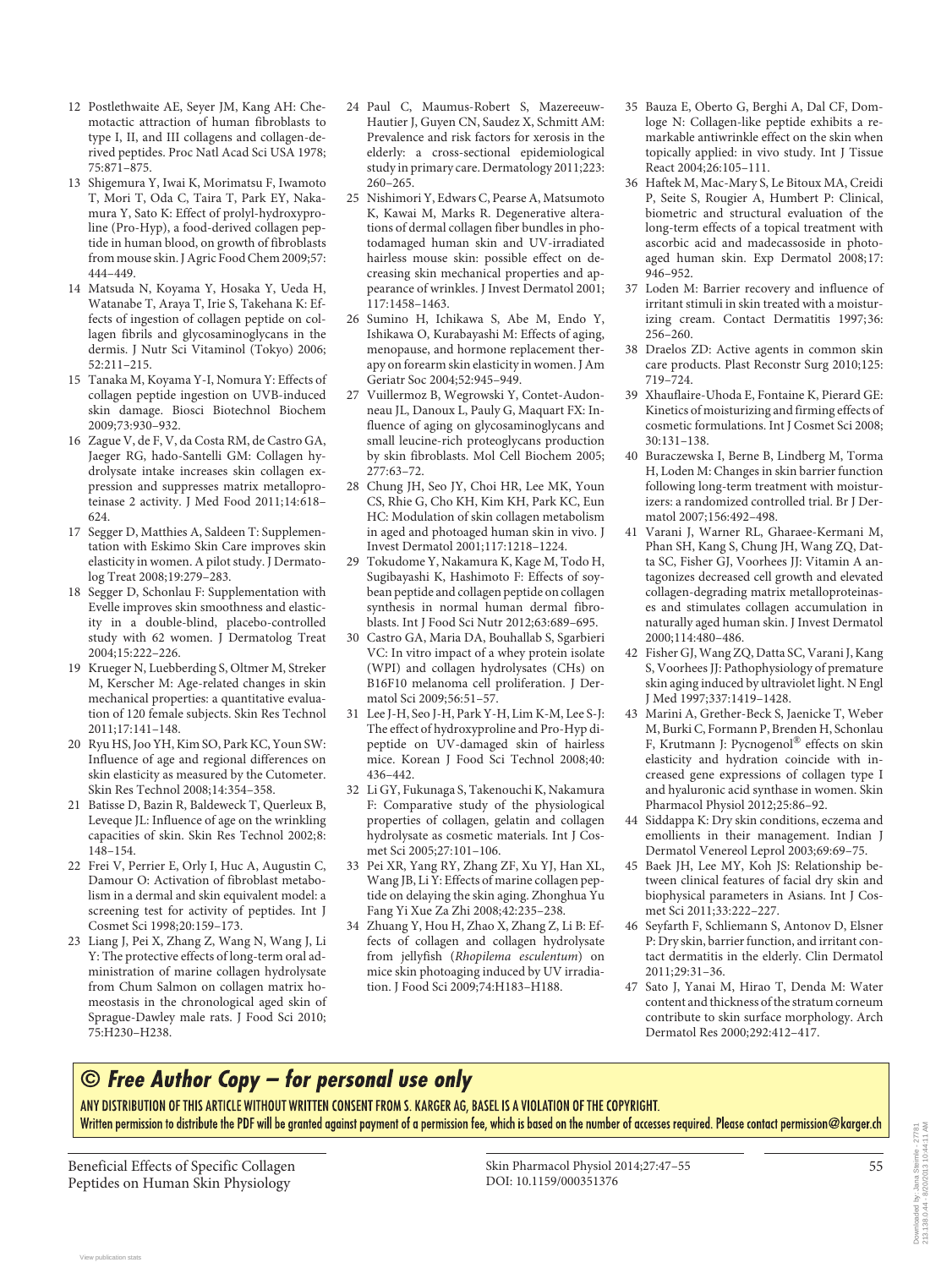12 Postlethwaite AE, Seyer JM, Kang AH: Chemotactic attraction of human fibroblasts to type I, II, and III collagens and collagen-derived peptides. Proc Natl Acad Sci USA 1978; 75:871–875.

13 Shigemura Y, Iwai K, Morimatsu F, Iwamoto T, Mori T, Oda C, Taira T, Park EY, Nakamura Y, Sato K: Effect of prolyl-hydroxyproline (Pro-Hyp), a food-derived collagen peptide in human blood, on growth of fibroblasts from mouse skin. J Agric Food Chem 2009;57: 444–449.

14 Matsuda N, Koyama Y, Hosaka Y, Ueda H, Watanabe T, Araya T, Irie S, Takehana K: Effects of ingestion of collagen peptide on collagen fibrils and glycosaminoglycans in the dermis. J Nutr Sci Vitaminol (Tokyo) 2006; 52:211–215.

15 Tanaka M, Koyama Y-I, Nomura Y: Effects of collagen peptide ingestion on UVB-induced skin damage. Biosci Biotechnol Biochem 2009;73:930–932.

16 Zague V, de F, V, da Costa RM, de Castro GA, Jaeger RG, hado-Santelli GM: Collagen hydrolysate intake increases skin collagen expression and suppresses matrix metalloproteinase 2 activity. J Med Food 2011;14:618–624.

17 Segger D, Matthies A, Saldeen T: Supplementation with Eskimo Skin Care improves skin elasticity in women. A pilot study. J Dermatolog Treat 2008;19:279–283.

18 Segger D, Schonlau F: Supplementation with Evelle improves skin smoothness and elasticity in a double-blind, placebo-controlled study with 62 women. J Dermatolog Treat 2004;15:222–226.

19 Krueger N, Luebberding S, Oltmer M, Streker M, Kerscher M: Age-related changes in skin mechanical properties: a quantitative evaluation of 120 female subjects. Skin Res Technol 2011;17:141–148.

20 Ryu HS, Joo YH, Kim SO, Park KC, Youn SW: Influence of age and regional differences on skin elasticity as measured by the Cutometer. Skin Res Technol 2008;14:354–358.

21 Batisse D, Bazin R, Baldeweck T, Querleux B, Leveque JL: Influence of age on the wrinkling capacities of skin. Skin Res Technol 2002;8: 148–154.

22 Frei V, Perrier E, Orly I, Huc A, Augustin C, Damour O: Activation of fibroblast metabolism in a dermal and skin equivalent model: a screening test for activity of peptides. Int J Cosmet Sci 1998;20:159–173.

23 Liang J, Pei X, Zhang Z, Wang N, Wang J, Li Y: The protective effects of long-term oral administration of marine collagen hydrolysate from Chum Salmon on collagen matrix homeostasis in the chronological aged skin of Sprague-Dawley male rats. J Food Sci 2010; 75:H230–H238.

24 Paul C, Maumus-Robert S, Mazereeuw-Hautier J, Guyen CN, Saudez X, Schmitt AM: Prevalence and risk factors for xerosis in the elderly: a cross-sectional epidemiological study in primary care. Dermatology 2011;223: 260–265.

25 Nishimori Y, Edwars C, Pearse A, Matsumoto K, Kawai M, Marks R. Degenerative alterations of dermal collagen fiber bundles in photodamaged human skin and UV-irradiated hairless mouse skin: possible effect on decreasing skin mechanical properties and appearance of wrinkles. J Invest Dermatol 2001; 117:1458–1463.

26 Sumino H, Ichikawa S, Abe M, Endo Y, Ishikawa O, Kurabayashi M: Effects of aging, menopause, and hormone replacement therapy on forearm skin elasticity in women. J Am Geriatr Soc 2004;52:945–949.

27 Vuillermoz B, Wegrowski Y, Contet-Audonneau JL, Danoux L, Pauly G, Maquart FX: Influence of aging on glycosaminoglycans and small leucine-rich proteoglycans production by skin fibroblasts. Mol Cell Biochem 2005; 277:63–72.

28 Chung JH, Seo JY, Choi HR, Lee MK, Youn CS, Rhie G, Cho KH, Kim KH, Park KC, Eun HC: Modulation of skin collagen metabolism in aged and photoaged human skin in vivo. J Invest Dermatol 2001;117:1218–1224.

29 Tokudome Y, Nakamura K, Kage M, Todo H, Sugibayashi K, Hashimoto F: Effects of soybean peptide and collagen peptide on collagen synthesis in normal human dermal fibroblasts. Int J Food Sci Nutr 2012;63:689–695.

30 Castro GA, Maria DA, Bouhallab S, Sgarbieri VC: In vitro impact of a whey protein isolate (WPI) and collagen hydrolysates (CHs) on B16F10 melanoma cell proliferation. J Dermatol Sci 2009;56:51–57.

31 Lee J-H, Seo J-H, Park Y-H, Lim K-M, Lee S-J: The effect of hydroxyproline and Pro-Hyp dipeptide on UV-damaged skin of hairless mice. Korean J Food Sci Technol 2008;40: 436–442.

32 Li GY, Fukunaga S, Takenouchi K, Nakamura F: Comparative study of the physiological properties of collagen, gelatin and collagen hydrolysate as cosmetic materials. Int J Cosmet Sci 2005;27:101–106.

33 Pei XR, Yang RY, Zhang ZF, Xu YJ, Han XL, Wang JB, Li Y: Effects of marine collagen peptide on delaying the skin aging. Zhonghua Yu Fang Yi Xue Za Zhi 2008;42:235–238.

34 Zhuang Y, Hou H, Zhao X, Zhang Z, Li B: Effects of collagen and collagen hydrolysate from jellyfish (*Rhopilema esculentum*) on mice skin photoaging induced by UV irradiation. J Food Sci 2009;74:H183–H188.

35 Bauza E, Oberto G, Berghi A, Dal CF, Domloge N: Collagen-like peptide exhibits a remarkable antiwrinkle effect on the skin when topically applied: in vivo study. Int J Tissue React 2004;26:105–111.

36 Haftek M, Mac-Mary S, Le Bitoux MA, Creidi P, Seite S, Rougier A, Humbert P: Clinical, biometric and structural evaluation of the long-term effects of a topical treatment with ascorbic acid and madecassoside in photoaged human skin. Exp Dermatol 2008;17: 946–952.

37 Loden M: Barrier recovery and influence of irritant stimuli in skin treated with a moisturizing cream. Contact Dermatitis 1997;36: 256–260.

38 Draelos ZD: Active agents in common skin care products. Plast Reconstr Surg 2010;125: 719–724.

39 Xhauflaire-Uhoda E, Fontaine K, Pierard GE: Kinetics of moisturizing and firming effects of cosmetic formulations. Int J Cosmet Sci 2008; 30:131–138.

40 Buraczewska I, Berne B, Lindberg M, Torma H, Loden M: Changes in skin barrier function following long-term treatment with moisturizers: a randomized controlled trial. Br J Dermatol 2007;156:492–498.

41 Varani J, Warner RL, Gharaee-Kermani M, Phan SH, Kang S, Chung JH, Wang ZQ, Datta SC, Fisher GJ, Voorhees JJ: Vitamin A antagonizes decreased cell growth and elevated collagen-degrading matrix metalloproteinases and stimulates collagen accumulation in naturally aged human skin. J Invest Dermatol 2000;114:480–486.

42 Fisher GJ, Wang ZQ, Datta SC, Varani J, Kang S, Voorhees JJ: Pathophysiology of premature skin aging induced by ultraviolet light. N Engl J Med 1997;337:1419–1428.

43 Marini A, Grether-Beck S, Jaenicke T, Weber M, Burki C, Formann P, Brenden H, Schonlau F, Krutmann J: Pycnogenol® effects on skin elasticity and hydration coincide with increased gene expressions of collagen type I and hyaluronic acid synthase in women. Skin Pharmacol Physiol 2012;25:86–92.

44 Siddappa K: Dry skin conditions, eczema and emollients in their management. Indian J Dermatol Venereol Leprol 2003;69:69–75.

45 Baek JH, Lee MY, Koh JS: Relationship between clinical features of facial dry skin and biophysical parameters in Asians. Int J Cosmet Sci 2011;33:222–227.

46 Seyfarth F, Schliemann S, Antonov D, Elsner P: Dry skin, barrier function, and irritant contact dermatitis in the elderly. Clin Dermatol 2011;29:31–36.

47 Sato J, Yanai M, Hirao T, Denda M: Water content and thickness of the stratum corneum contribute to skin surface morphology. Arch Dermatol Res 2000;292:412–417.

**© Free Author Copy – for personal use only**

ANY DISTRIBUTION OF THIS ARTICLE WITHOUT WRITTEN CONSENT FROM S. KARGER AG, BASEL IS A VIOLATION OF THE COPYRIGHT.
Written permission to distribute the PDF will be granted against payment of a permission fee, which is based on the number of accesses required. Please contact permission@karger.ch